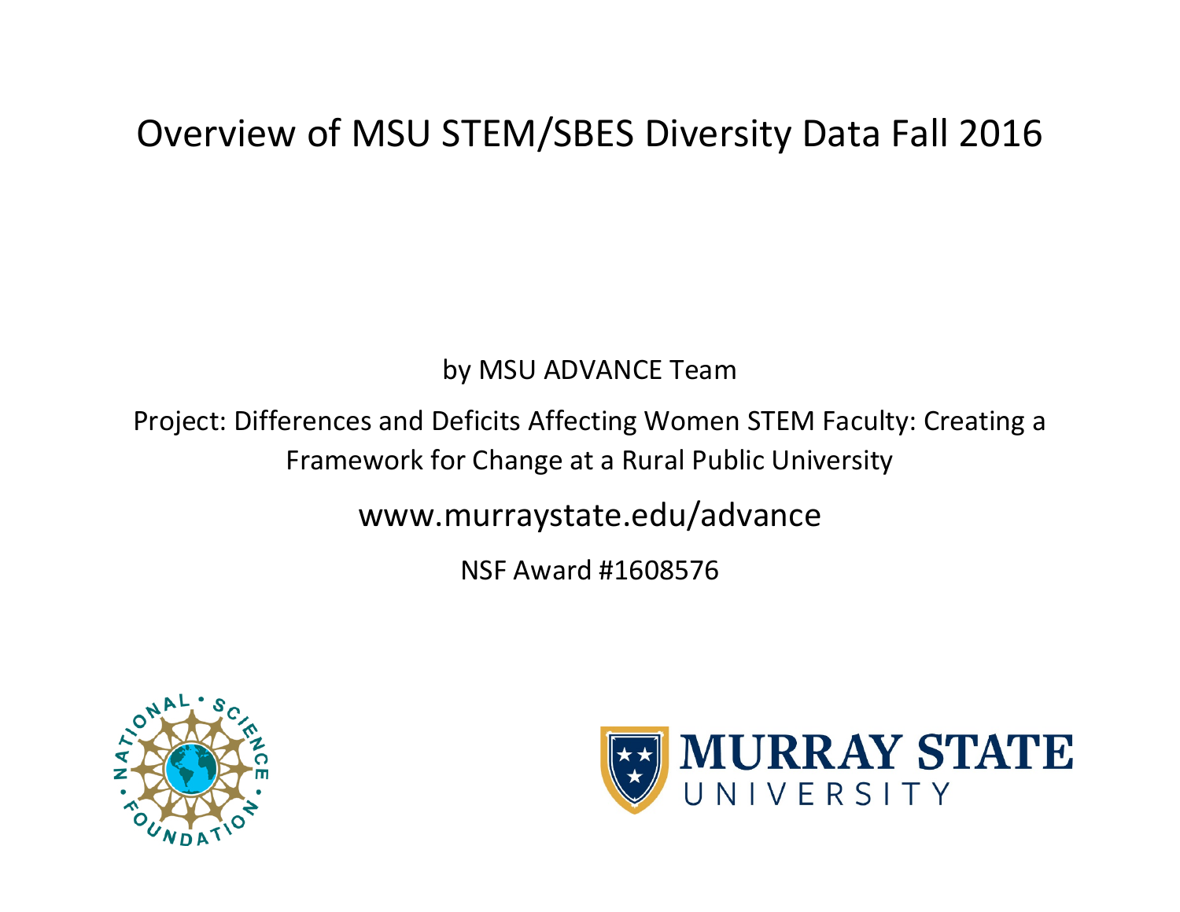# Overview of MSU STEM/SBES Diversity Data Fall 2016

by MSU ADVANCE Team

Project: Differences and Deficits Affecting Women STEM Faculty: Creating a Framework for Change at a Rural Public University

www.murraystate.edu/advance

NSF Award #1608576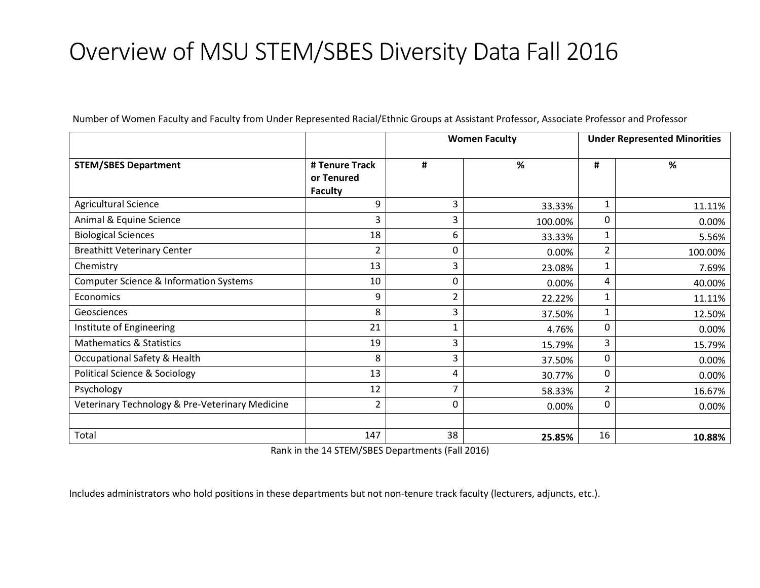# Overview of MSU STEM/SBES Diversity Data Fall 2016

Number of Women Faculty and Faculty from Under Represented Racial/Ethnic Groups at Assistant Professor, Associate Professor and Professor

| | | **Women Faculty** | | **Under Represented Minorities** | |
|---|---|---|---|---|---|
| **STEM/SBES Department** | **# Tenure Track or Tenured Faculty** | **#** | **%** | **#** | **%** |
| Agricultural Science | 9 | 3 | 33.33% | 1 | 11.11% |
| Animal & Equine Science | 3 | 3 | 100.00% | 0 | 0.00% |
| Biological Sciences | 18 | 6 | 33.33% | 1 | 5.56% |
| Breathitt Veterinary Center | 2 | 0 | 0.00% | 2 | 100.00% |
| Chemistry | 13 | 3 | 23.08% | 1 | 7.69% |
| Computer Science & Information Systems | 10 | 0 | 0.00% | 4 | 40.00% |
| Economics | 9 | 2 | 22.22% | 1 | 11.11% |
| Geosciences | 8 | 3 | 37.50% | 1 | 12.50% |
| Institute of Engineering | 21 | 1 | 4.76% | 0 | 0.00% |
| Mathematics & Statistics | 19 | 3 | 15.79% | 3 | 15.79% |
| Occupational Safety & Health | 8 | 3 | 37.50% | 0 | 0.00% |
| Political Science & Sociology | 13 | 4 | 30.77% | 0 | 0.00% |
| Psychology | 12 | 7 | 58.33% | 2 | 16.67% |
| Veterinary Technology & Pre-Veterinary Medicine | 2 | 0 | 0.00% | 0 | 0.00% |
| | | | | | |
| Total | 147 | 38 | **25.85%** | 16 | **10.88%** |

Rank in the 14 STEM/SBES Departments (Fall 2016)

Includes administrators who hold positions in these departments but not non-tenure track faculty (lecturers, adjuncts, etc.).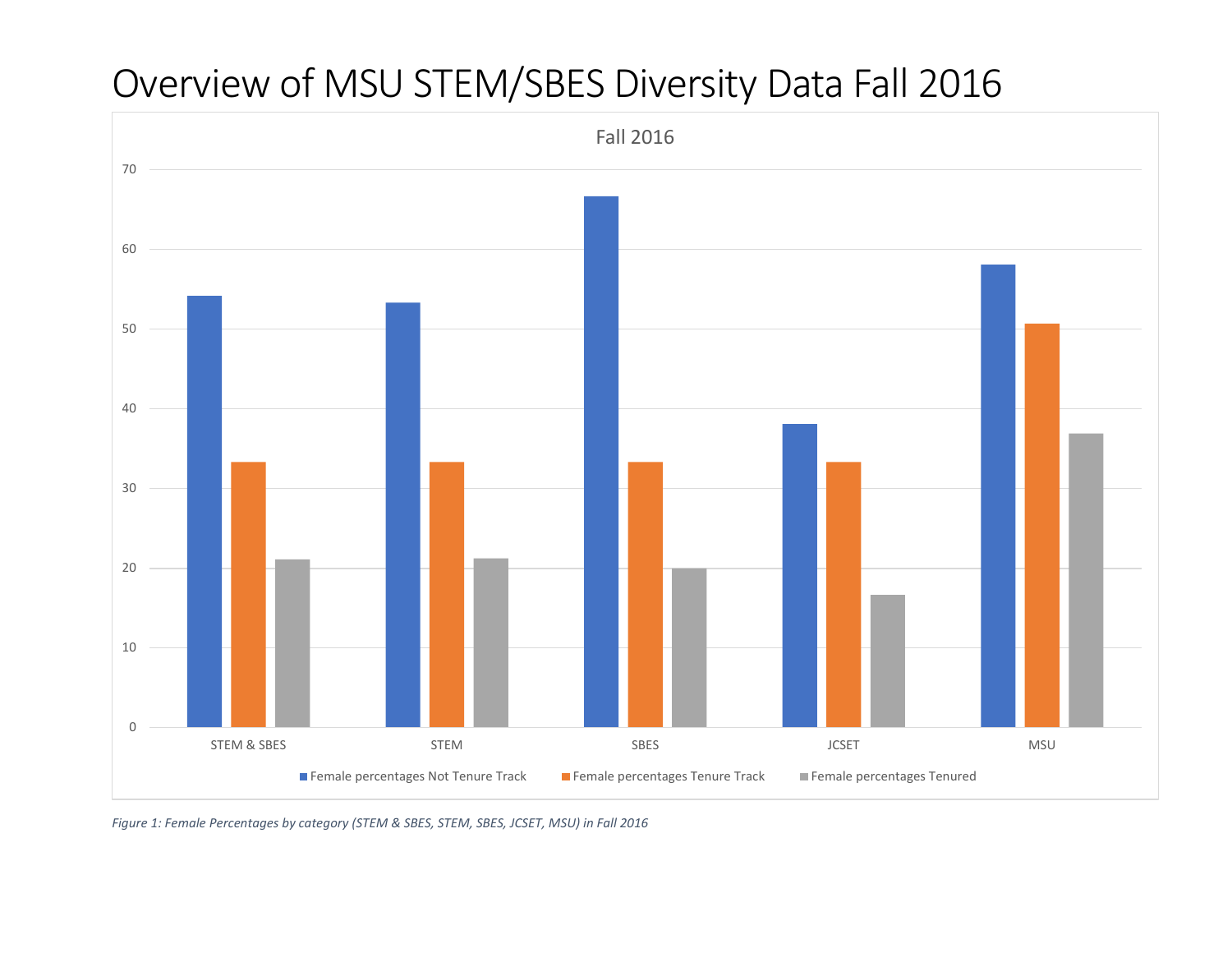# Overview of MSU STEM/SBES Diversity Data Fall 2016

*Figure 1: Female Percentages by category (STEM & SBES, STEM, SBES, JCSET, MSU) in Fall 2016*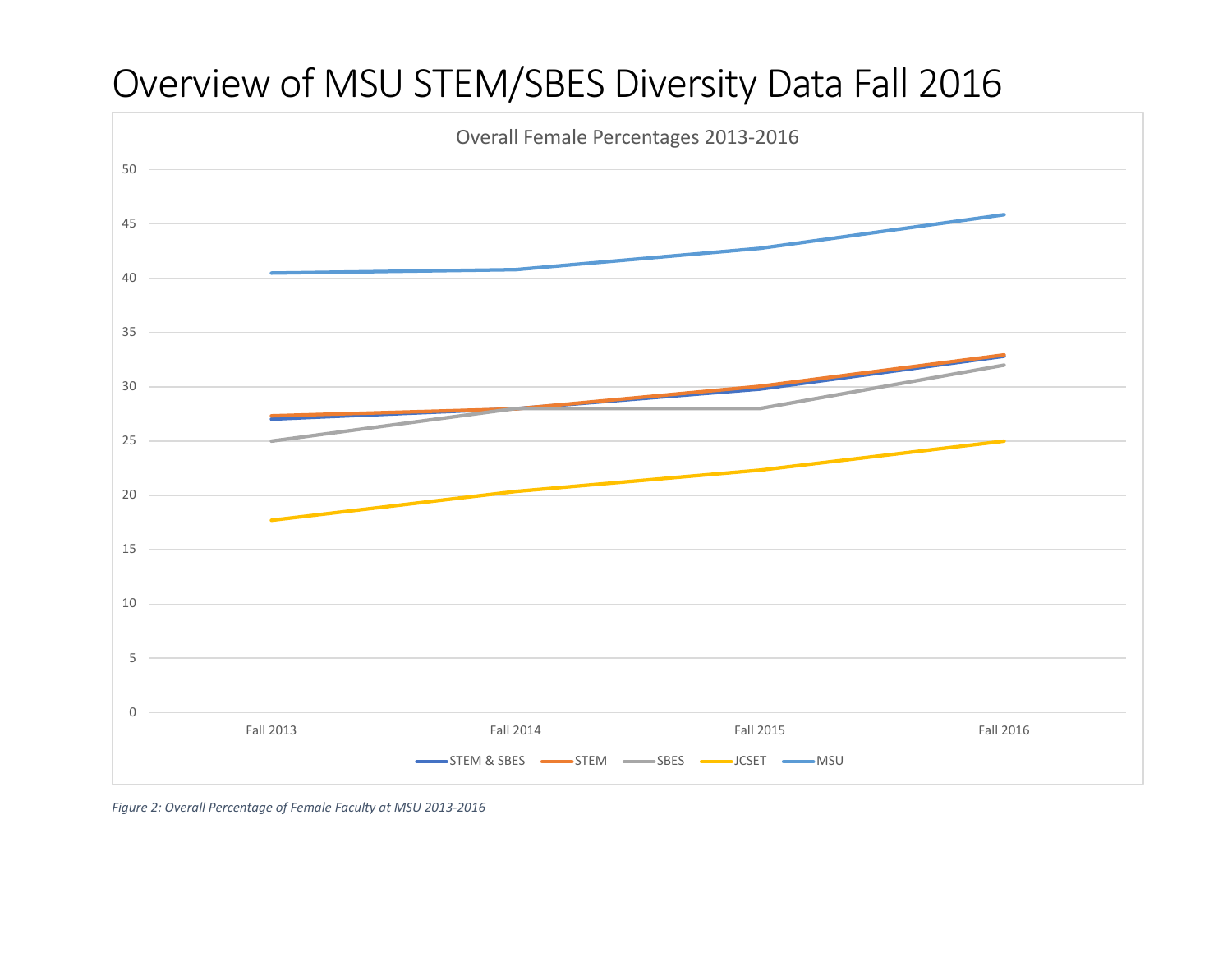# Overview of MSU STEM/SBES Diversity Data Fall 2016

Overall Female Percentages 2013-2016

50
45
40
35
30
25
20
15
10
5
0

Fall 2013
Fall 2014
Fall 2015
Fall 2016

STEM & SBES
STEM
SBES
JCSET
MSU

*Figure 2: Overall Percentage of Female Faculty at MSU 2013-2016*